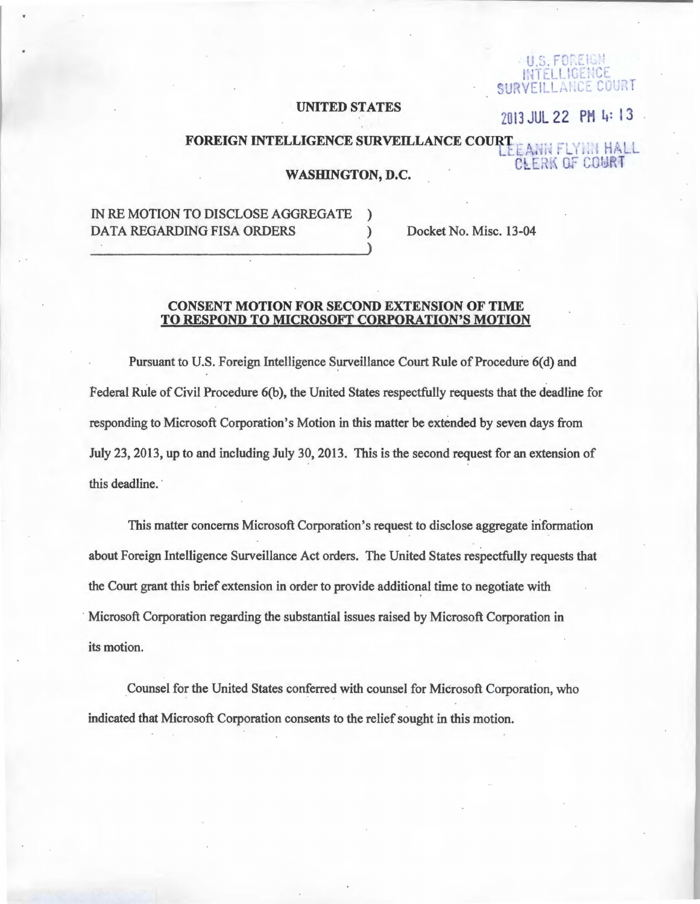U.S. FOREIGN INTELLIGENCE SURVEILLANCE COURT

2013 JUL 22 PM 4: 13

LEEANN FLYNN HALL
CLERK OF COURT

**UNITED STATES**

**FOREIGN INTELLIGENCE SURVEILLANCE COURT**

**WASHINGTON, D.C.**

IN RE MOTION TO DISCLOSE AGGREGATE )
DATA REGARDING FISA ORDERS ) Docket No. Misc. 13-04
)

**CONSENT MOTION FOR SECOND EXTENSION OF TIME TO RESPOND TO MICROSOFT CORPORATION'S MOTION**

Pursuant to U.S. Foreign Intelligence Surveillance Court Rule of Procedure 6(d) and Federal Rule of Civil Procedure 6(b), the United States respectfully requests that the deadline for responding to Microsoft Corporation's Motion in this matter be extended by seven days from July 23, 2013, up to and including July 30, 2013. This is the second request for an extension of this deadline.

This matter concerns Microsoft Corporation's request to disclose aggregate information about Foreign Intelligence Surveillance Act orders. The United States respectfully requests that the Court grant this brief extension in order to provide additional time to negotiate with Microsoft Corporation regarding the substantial issues raised by Microsoft Corporation in its motion.

Counsel for the United States conferred with counsel for Microsoft Corporation, who indicated that Microsoft Corporation consents to the relief sought in this motion.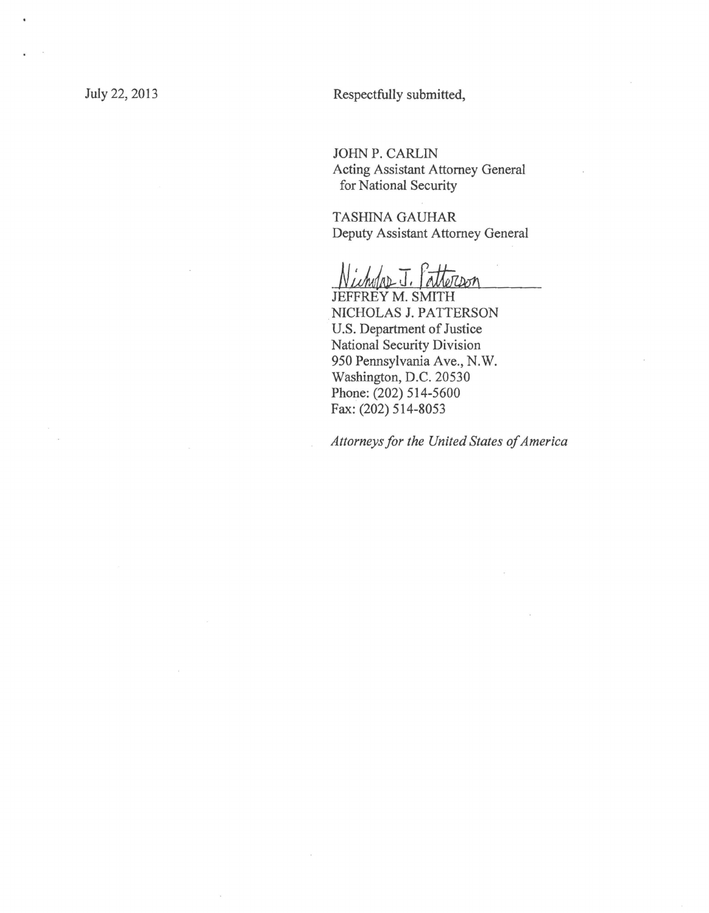July 22, 2013

Respectfully submitted,

JOHN P. CARLIN
Acting Assistant Attorney General
for National Security

TASHINA GAUHAR
Deputy Assistant Attorney General

Nicholas J. Patterson

JEFFREY M. SMITH
NICHOLAS J. PATTERSON
U.S. Department of Justice
National Security Division
950 Pennsylvania Ave., N.W.
Washington, D.C. 20530
Phone: (202) 514-5600
Fax: (202) 514-8053

*Attorneys for the United States of America*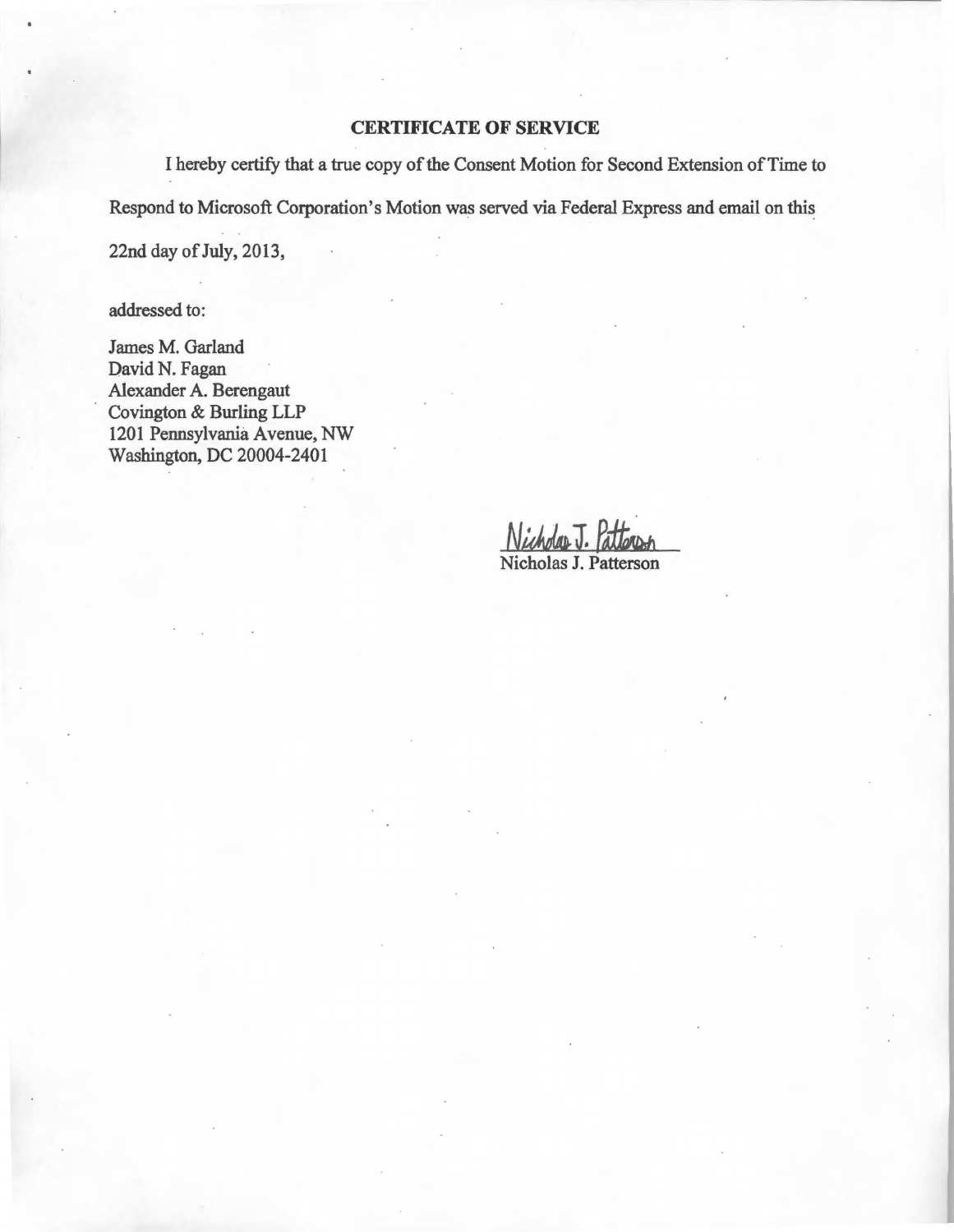## CERTIFICATE OF SERVICE

I hereby certify that a true copy of the Consent Motion for Second Extension of Time to Respond to Microsoft Corporation's Motion was served via Federal Express and email on this 22nd day of July, 2013,

addressed to:

James M. Garland
David N. Fagan
Alexander A. Berengaut
Covington & Burling LLP
1201 Pennsylvania Avenue, NW
Washington, DC 20004-2401

Nicholas J. Patterson

Nicholas J. Patterson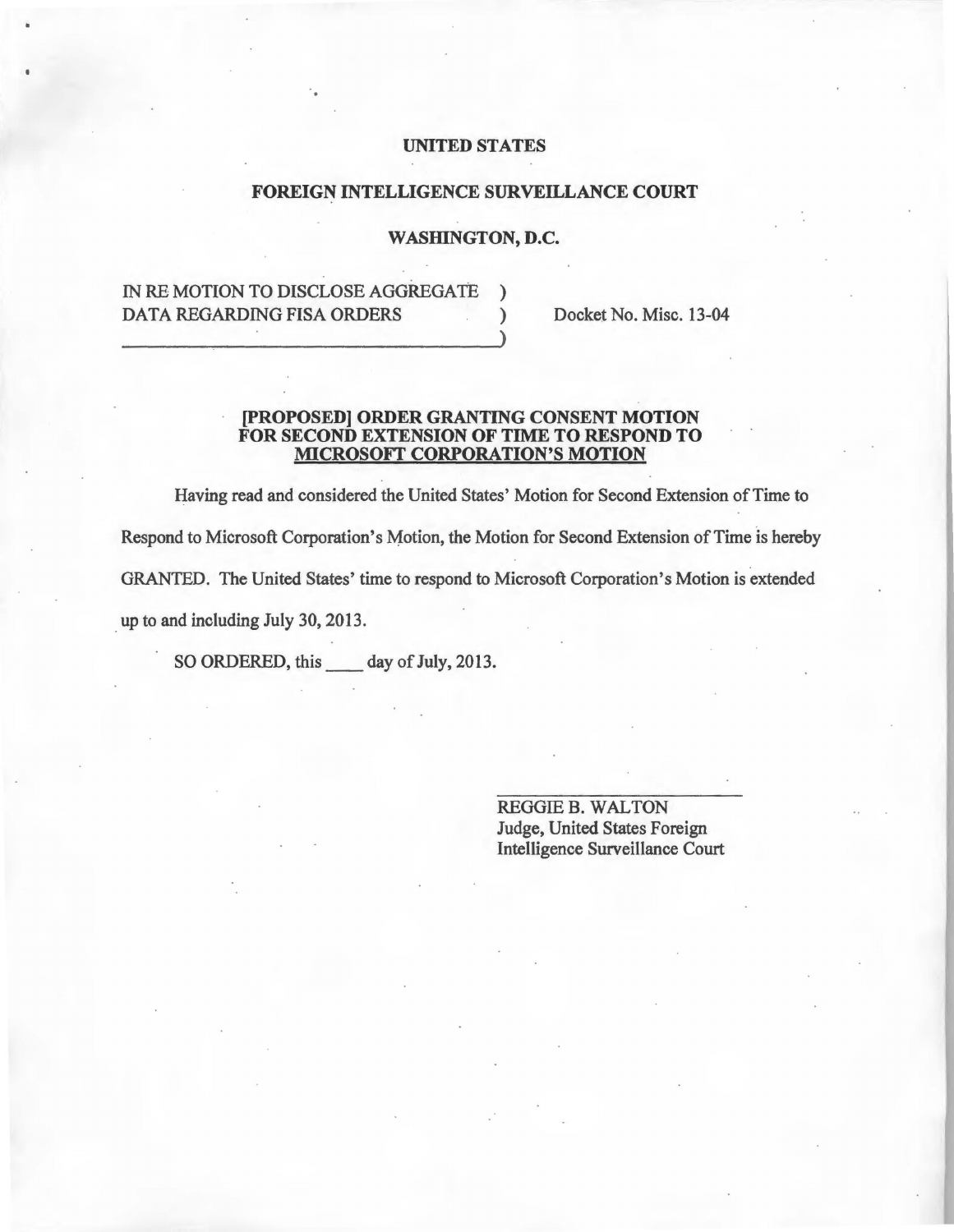**UNITED STATES**

**FOREIGN INTELLIGENCE SURVEILLANCE COURT**

**WASHINGTON, D.C.**

IN RE MOTION TO DISCLOSE AGGREGATE )
DATA REGARDING FISA ORDERS ) Docket No. Misc. 13-04
)

**[PROPOSED] ORDER GRANTING CONSENT MOTION FOR SECOND EXTENSION OF TIME TO RESPOND TO MICROSOFT CORPORATION'S MOTION**

Having read and considered the United States' Motion for Second Extension of Time to Respond to Microsoft Corporation's Motion, the Motion for Second Extension of Time is hereby GRANTED. The United States' time to respond to Microsoft Corporation's Motion is extended up to and including July 30, 2013.

SO ORDERED, this ____ day of July, 2013.

REGGIE B. WALTON
Judge, United States Foreign
Intelligence Surveillance Court